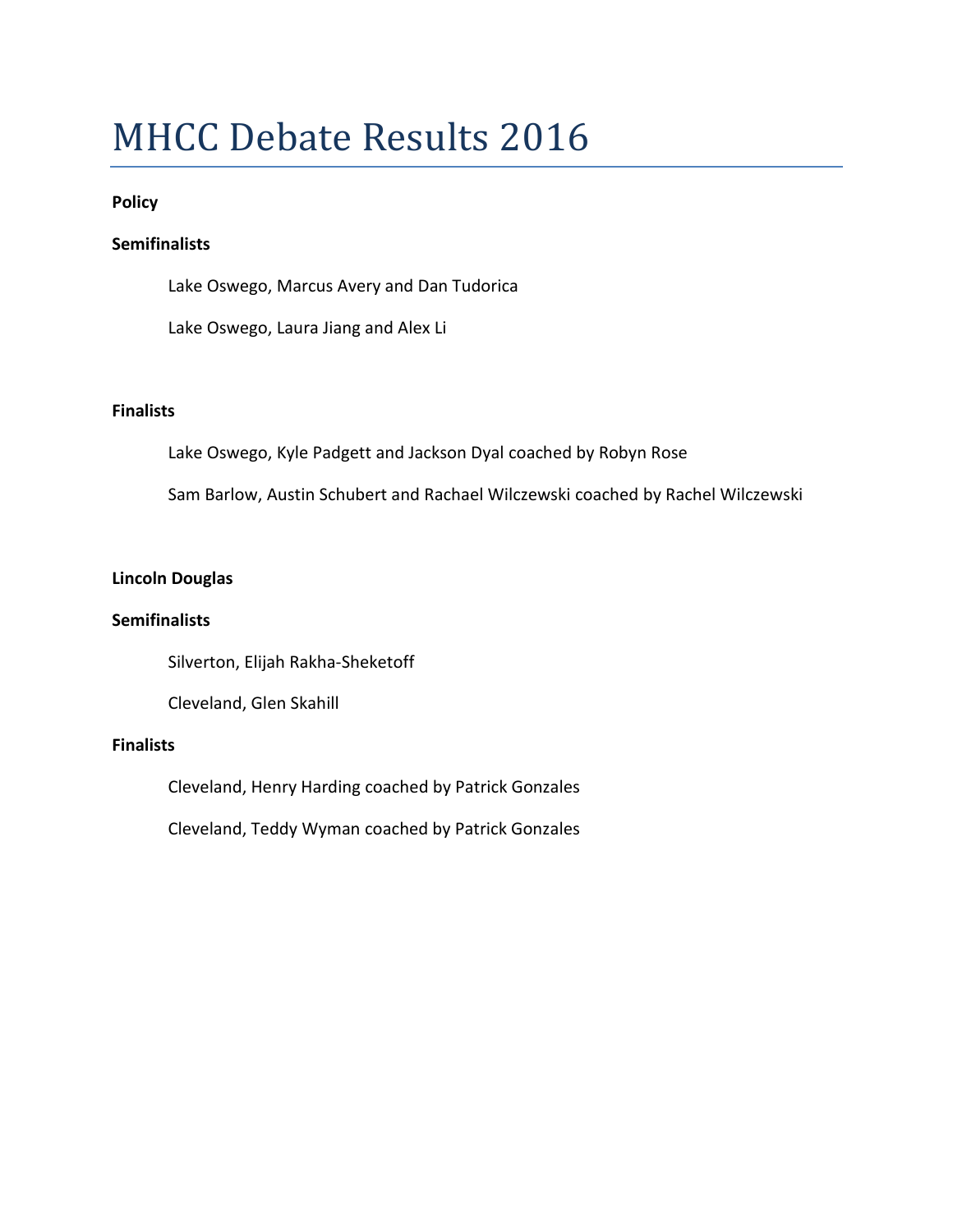# MHCC Debate Results 2016

**Policy**

**Semifinalists**

Lake Oswego, Marcus Avery and Dan Tudorica

Lake Oswego, Laura Jiang and Alex Li

**Finalists**

Lake Oswego, Kyle Padgett and Jackson Dyal coached by Robyn Rose

Sam Barlow, Austin Schubert and Rachael Wilczewski coached by Rachel Wilczewski

**Lincoln Douglas**

**Semifinalists**

Silverton, Elijah Rakha-Sheketoff

Cleveland, Glen Skahill

**Finalists**

Cleveland, Henry Harding coached by Patrick Gonzales

Cleveland, Teddy Wyman coached by Patrick Gonzales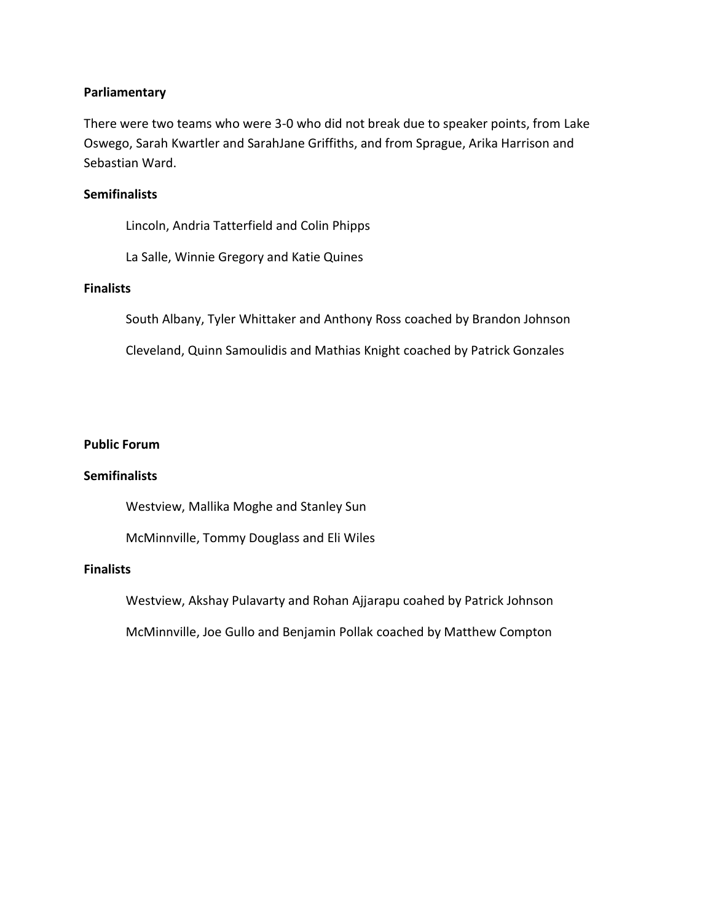**Parliamentary**

There were two teams who were 3-0 who did not break due to speaker points, from Lake Oswego, Sarah Kwartler and SarahJane Griffiths, and from Sprague, Arika Harrison and Sebastian Ward.

**Semifinalists**

Lincoln, Andria Tatterfield and Colin Phipps

La Salle, Winnie Gregory and Katie Quines

**Finalists**

South Albany, Tyler Whittaker and Anthony Ross coached by Brandon Johnson

Cleveland, Quinn Samoulidis and Mathias Knight coached by Patrick Gonzales

**Public Forum**

**Semifinalists**

Westview, Mallika Moghe and Stanley Sun

McMinnville, Tommy Douglass and Eli Wiles

**Finalists**

Westview, Akshay Pulavarty and Rohan Ajjarapu coahed by Patrick Johnson

McMinnville, Joe Gullo and Benjamin Pollak coached by Matthew Compton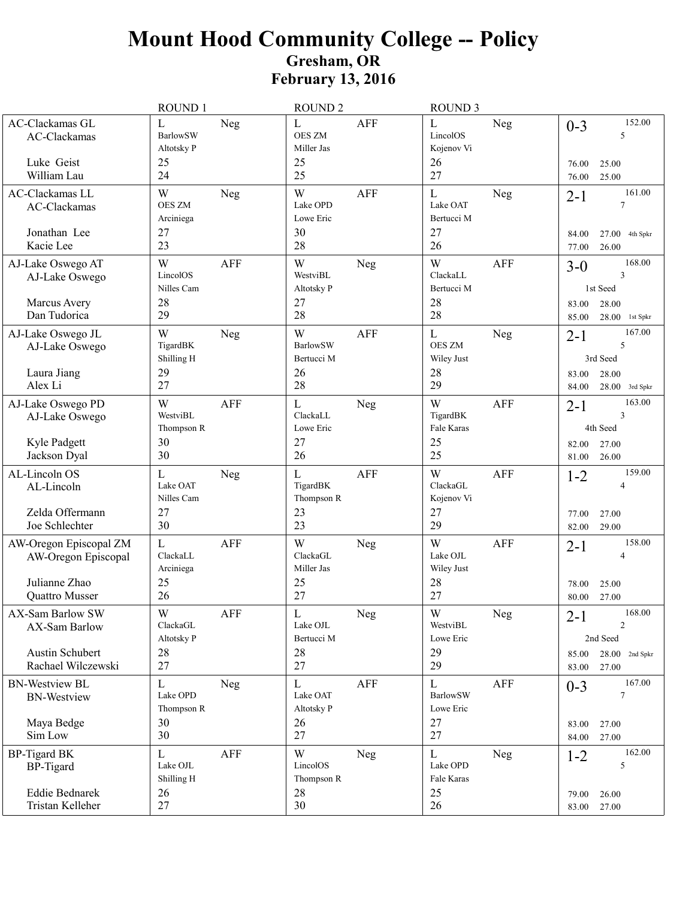# Mount Hood Community College -- Policy

## Gresham, OR

## February 13, 2016

| | ROUND 1 | ROUND 2 | ROUND 3 | |
|---|---|---|---|---|
| AC-Clackamas GL<br>AC-Clackamas<br><br>Luke Geist<br>William Lau | L Neg<br>BarlowSW<br>Altotsky P<br>25<br>24 | L AFF<br>OES ZM<br>Miller Jas<br>25<br>25 | L Neg<br>LincolOS<br>Kojenov Vi<br>26<br>27 | 0-3 152.00<br>5<br><br>76.00 25.00<br>76.00 25.00 |
| AC-Clackamas LL<br>AC-Clackamas<br><br>Jonathan Lee<br>Kacie Lee | W Neg<br>OES ZM<br>Arciniega<br>27<br>23 | W AFF<br>Lake OPD<br>Lowe Eric<br>30<br>28 | L Neg<br>Lake OAT<br>Bertucci M<br>27<br>26 | 2-1 161.00<br>7<br><br>84.00 27.00 4th Spkr<br>77.00 26.00 |
| AJ-Lake Oswego AT<br>AJ-Lake Oswego<br><br>Marcus Avery<br>Dan Tudorica | W AFF<br>LincolOS<br>Nilles Cam<br>28<br>29 | W Neg<br>WestviBL<br>Altotsky P<br>27<br>28 | W AFF<br>ClackaLL<br>Bertucci M<br>28<br>28 | 3-0 168.00<br>3<br>1st Seed<br>83.00 28.00<br>85.00 28.00 1st Spkr |
| AJ-Lake Oswego JL<br>AJ-Lake Oswego<br><br>Laura Jiang<br>Alex Li | W Neg<br>TigardBK<br>Shilling H<br>29<br>27 | W AFF<br>BarlowSW<br>Bertucci M<br>26<br>28 | L Neg<br>OES ZM<br>Wiley Just<br>28<br>29 | 2-1 167.00<br>5<br>3rd Seed<br>83.00 28.00<br>84.00 28.00 3rd Spkr |
| AJ-Lake Oswego PD<br>AJ-Lake Oswego<br><br>Kyle Padgett<br>Jackson Dyal | W AFF<br>WestviBL<br>Thompson R<br>30<br>30 | L Neg<br>ClackaLL<br>Lowe Eric<br>27<br>26 | W AFF<br>TigardBK<br>Fale Karas<br>25<br>25 | 2-1 163.00<br>3<br>4th Seed<br>82.00 27.00<br>81.00 26.00 |
| AL-Lincoln OS<br>AL-Lincoln<br><br>Zelda Offermann<br>Joe Schlechter | L Neg<br>Lake OAT<br>Nilles Cam<br>27<br>30 | L AFF<br>TigardBK<br>Thompson R<br>23<br>23 | W AFF<br>ClackaGL<br>Kojenov Vi<br>27<br>29 | 1-2 159.00<br>4<br><br>77.00 27.00<br>82.00 29.00 |
| AW-Oregon Episcopal ZM<br>AW-Oregon Episcopal<br><br>Julianne Zhao<br>Quattro Musser | L AFF<br>ClackaLL<br>Arciniega<br>25<br>26 | W Neg<br>ClackaGL<br>Miller Jas<br>25<br>27 | W AFF<br>Lake OJL<br>Wiley Just<br>28<br>27 | 2-1 158.00<br>4<br><br>78.00 25.00<br>80.00 27.00 |
| AX-Sam Barlow SW<br>AX-Sam Barlow<br><br>Austin Schubert<br>Rachael Wilczewski | W AFF<br>ClackaGL<br>Altotsky P<br>28<br>27 | L Neg<br>Lake OJL<br>Bertucci M<br>28<br>27 | W Neg<br>WestviBL<br>Lowe Eric<br>29<br>29 | 2-1 168.00<br>2<br>2nd Seed<br>85.00 28.00 2nd Spkr<br>83.00 27.00 |
| BN-Westview BL<br>BN-Westview<br><br>Maya Bedge<br>Sim Low | L Neg<br>Lake OPD<br>Thompson R<br>30<br>30 | L AFF<br>Lake OAT<br>Altotsky P<br>26<br>27 | L AFF<br>BarlowSW<br>Lowe Eric<br>27<br>27 | 0-3 167.00<br>7<br><br>83.00 27.00<br>84.00 27.00 |
| BP-Tigard BK<br>BP-Tigard<br><br>Eddie Bednarek<br>Tristan Kelleher | L AFF<br>Lake OJL<br>Shilling H<br>26<br>27 | W Neg<br>LincolOS<br>Thompson R<br>28<br>30 | L Neg<br>Lake OPD<br>Fale Karas<br>25<br>26 | 1-2 162.00<br>5<br><br>79.00 26.00<br>83.00 27.00 |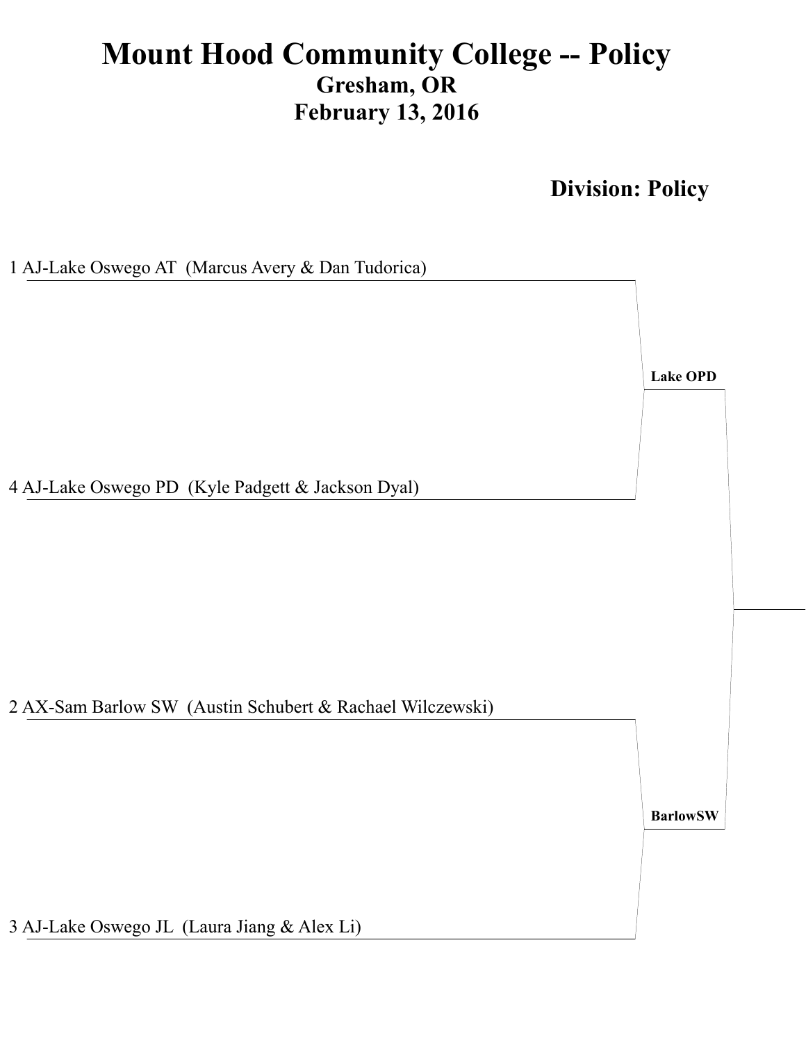# Mount Hood Community College -- Policy

## Gresham, OR

## February 13, 2016

### Division: Policy

1 AJ-Lake Oswego AT (Marcus Avery & Dan Tudorica)

Lake OPD

4 AJ-Lake Oswego PD (Kyle Padgett & Jackson Dyal)

2 AX-Sam Barlow SW (Austin Schubert & Rachael Wilczewski)

BarlowSW

3 AJ-Lake Oswego JL (Laura Jiang & Alex Li)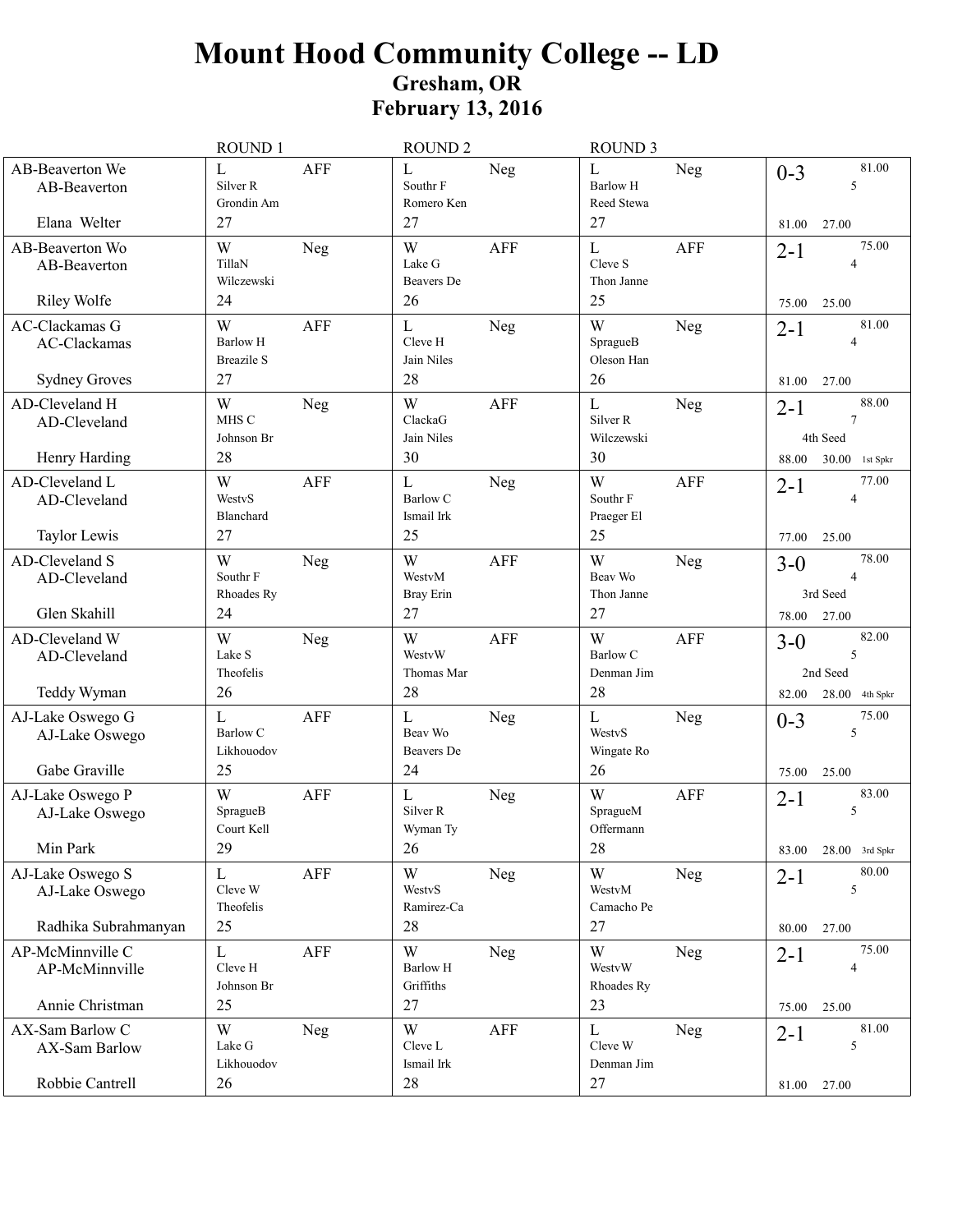# Mount Hood Community College -- LD

## Gresham, OR

## February 13, 2016

| | ROUND 1 | ROUND 2 | ROUND 3 | |
|---|---|---|---|---|
| AB-Beaverton We<br>AB-Beaverton<br>Elana Welter | L AFF<br>Silver R<br>Grondin Am<br>27 | L Neg<br>Southr F<br>Romero Ken<br>27 | L Neg<br>Barlow H<br>Reed Stewa<br>27 | 0-3 81.00<br>5<br>81.00 27.00 |
| AB-Beaverton Wo<br>AB-Beaverton<br>Riley Wolfe | W Neg<br>TillaN<br>Wilczewski<br>24 | W AFF<br>Lake G<br>Beavers De<br>26 | L AFF<br>Cleve S<br>Thon Janne<br>25 | 2-1 75.00<br>4<br>75.00 25.00 |
| AC-Clackamas G<br>AC-Clackamas<br>Sydney Groves | W AFF<br>Barlow H<br>Breazile S<br>27 | L Neg<br>Cleve H<br>Jain Niles<br>28 | W Neg<br>SpragueB<br>Oleson Han<br>26 | 2-1 81.00<br>4<br>81.00 27.00 |
| AD-Cleveland H<br>AD-Cleveland<br>Henry Harding | W Neg<br>MHS C<br>Johnson Br<br>28 | W AFF<br>ClackaG<br>Jain Niles<br>30 | L Neg<br>Silver R<br>Wilczewski<br>30 | 2-1 88.00<br>7<br>4th Seed<br>88.00 30.00 1st Spkr |
| AD-Cleveland L<br>AD-Cleveland<br>Taylor Lewis | W AFF<br>WestvS<br>Blanchard<br>27 | L Neg<br>Barlow C<br>Ismail Irk<br>25 | W AFF<br>Southr F<br>Praeger El<br>25 | 2-1 77.00<br>4<br>77.00 25.00 |
| AD-Cleveland S<br>AD-Cleveland<br>Glen Skahill | W Neg<br>Southr F<br>Rhoades Ry<br>24 | W AFF<br>WestvM<br>Bray Erin<br>27 | W Neg<br>Beav Wo<br>Thon Janne<br>27 | 3-0 78.00<br>4<br>3rd Seed<br>78.00 27.00 |
| AD-Cleveland W<br>AD-Cleveland<br>Teddy Wyman | W Neg<br>Lake S<br>Theofelis<br>26 | W AFF<br>WestvW<br>Thomas Mar<br>28 | W AFF<br>Barlow C<br>Denman Jim<br>28 | 3-0 82.00<br>5<br>2nd Seed<br>82.00 28.00 4th Spkr |
| AJ-Lake Oswego G<br>AJ-Lake Oswego<br>Gabe Graville | L AFF<br>Barlow C<br>Likhouodov<br>25 | L Neg<br>Beav Wo<br>Beavers De<br>24 | L Neg<br>WestvS<br>Wingate Ro<br>26 | 0-3 75.00<br>5<br>75.00 25.00 |
| AJ-Lake Oswego P<br>AJ-Lake Oswego<br>Min Park | W AFF<br>SpragueB<br>Court Kell<br>29 | L Neg<br>Silver R<br>Wyman Ty<br>26 | W AFF<br>SpragueM<br>Offermann<br>28 | 2-1 83.00<br>5<br>83.00 28.00 3rd Spkr |
| AJ-Lake Oswego S<br>AJ-Lake Oswego<br>Radhika Subrahmanyan | L AFF<br>Cleve W<br>Theofelis<br>25 | W Neg<br>WestvS<br>Ramirez-Ca<br>28 | W Neg<br>WestvM<br>Camacho Pe<br>27 | 2-1 80.00<br>5<br>80.00 27.00 |
| AP-McMinnville C<br>AP-McMinnville<br>Annie Christman | L AFF<br>Cleve H<br>Johnson Br<br>25 | W Neg<br>Barlow H<br>Griffiths<br>27 | W Neg<br>WestvW<br>Rhoades Ry<br>23 | 2-1 75.00<br>4<br>75.00 25.00 |
| AX-Sam Barlow C<br>AX-Sam Barlow<br>Robbie Cantrell | W Neg<br>Lake G<br>Likhouodov<br>26 | W AFF<br>Cleve L<br>Ismail Irk<br>28 | L Neg<br>Cleve W<br>Denman Jim<br>27 | 2-1 81.00<br>5<br>81.00 27.00 |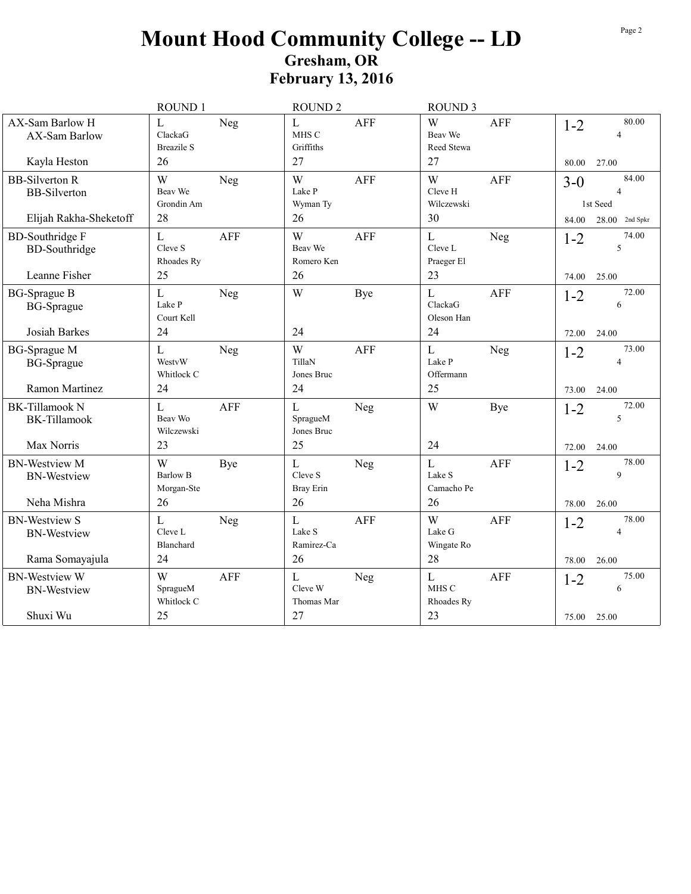# Mount Hood Community College -- LD

## Gresham, OR

## February 13, 2016

| | ROUND 1 | ROUND 2 | ROUND 3 | |
|---|---|---|---|---|
| AX-Sam Barlow H<br>AX-Sam Barlow<br><br>Kayla Heston | L Neg<br>ClackaG<br>Breazile S<br>26 | L AFF<br>MHS C<br>Griffiths<br>27 | W AFF<br>Beav We<br>Reed Stewa<br>27 | 1-2 80.00<br>4<br><br>80.00 27.00 |
| BB-Silverton R<br>BB-Silverton<br><br>Elijah Rakha-Sheketoff | W Neg<br>Beav We<br>Grondin Am<br>28 | W AFF<br>Lake P<br>Wyman Ty<br>26 | W AFF<br>Cleve H<br>Wilczewski<br>30 | 3-0 84.00<br>4<br>1st Seed<br>84.00 28.00 2nd Spkr |
| BD-Southridge F<br>BD-Southridge<br><br>Leanne Fisher | L AFF<br>Cleve S<br>Rhoades Ry<br>25 | W AFF<br>Beav We<br>Romero Ken<br>26 | L Neg<br>Cleve L<br>Praeger El<br>23 | 1-2 74.00<br>5<br><br>74.00 25.00 |
| BG-Sprague B<br>BG-Sprague<br><br>Josiah Barkes | L Neg<br>Lake P<br>Court Kell<br>24 | W Bye<br><br><br>24 | L AFF<br>ClackaG<br>Oleson Han<br>24 | 1-2 72.00<br>6<br><br>72.00 24.00 |
| BG-Sprague M<br>BG-Sprague<br><br>Ramon Martinez | L Neg<br>WestvW<br>Whitlock C<br>24 | W AFF<br>TillaN<br>Jones Bruc<br>24 | L Neg<br>Lake P<br>Offermann<br>25 | 1-2 73.00<br>4<br><br>73.00 24.00 |
| BK-Tillamook N<br>BK-Tillamook<br><br>Max Norris | L AFF<br>Beav Wo<br>Wilczewski<br>23 | L Neg<br>SpragueM<br>Jones Bruc<br>25 | W Bye<br><br><br>24 | 1-2 72.00<br>5<br><br>72.00 24.00 |
| BN-Westview M<br>BN-Westview<br><br>Neha Mishra | W Bye<br>Barlow B<br>Morgan-Ste<br>26 | L Neg<br>Cleve S<br>Bray Erin<br>26 | L AFF<br>Lake S<br>Camacho Pe<br>26 | 1-2 78.00<br>9<br><br>78.00 26.00 |
| BN-Westview S<br>BN-Westview<br><br>Rama Somayajula | L Neg<br>Cleve L<br>Blanchard<br>24 | L AFF<br>Lake S<br>Ramirez-Ca<br>26 | W AFF<br>Lake G<br>Wingate Ro<br>28 | 1-2 78.00<br>4<br><br>78.00 26.00 |
| BN-Westview W<br>BN-Westview<br><br>Shuxi Wu | W AFF<br>SpragueM<br>Whitlock C<br>25 | L Neg<br>Cleve W<br>Thomas Mar<br>27 | L AFF<br>MHS C<br>Rhoades Ry<br>23 | 1-2 75.00<br>6<br><br>75.00 25.00 |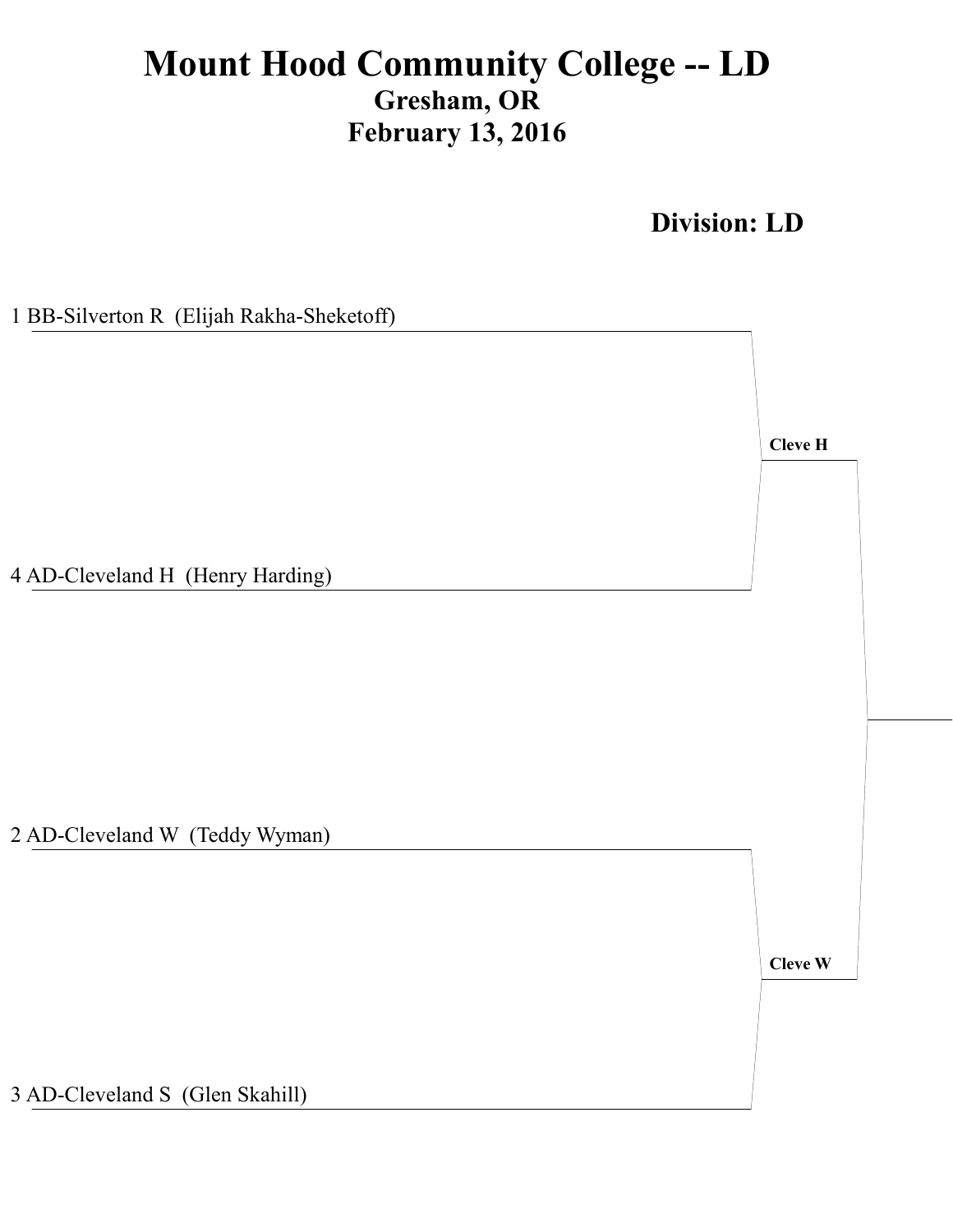# Mount Hood Community College -- LD

## Gresham, OR

## February 13, 2016

**Division: LD**

1 BB-Silverton R (Elijah Rakha-Sheketoff)

4 AD-Cleveland H (Henry Harding)

**Cleve H**

2 AD-Cleveland W (Teddy Wyman)

3 AD-Cleveland S (Glen Skahill)

**Cleve W**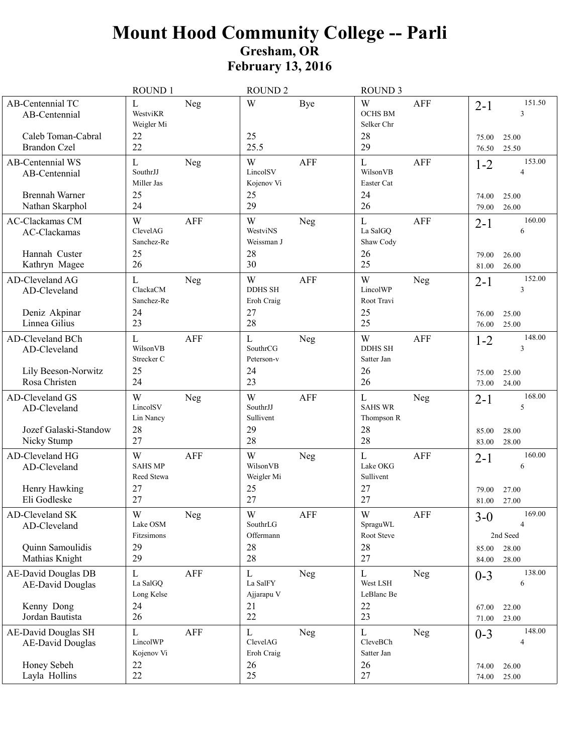# Mount Hood Community College -- Parli

## Gresham, OR

## February 13, 2016

| | ROUND 1 | | ROUND 2 | | ROUND 3 | | | |
|---|---|---|---|---|---|---|---|---|
| AB-Centennial TC<br>AB-Centennial | L<br>WestviKR<br>Weigler Mi | Neg | W | Bye | W<br>OCHS BM<br>Selker Chr | AFF | 2-1 | 151.50<br>3 |
| Caleb Toman-Cabral | 22 | | 25 | | 28 | | 75.00 | 25.00 |
| Brandon Czel | 22 | | 25.5 | | 29 | | 76.50 | 25.50 |
| AB-Centennial WS<br>AB-Centennial | L<br>SouthrJJ<br>Miller Jas | Neg | W<br>LincolSV<br>Kojenov Vi | AFF | L<br>WilsonVB<br>Easter Cat | AFF | 1-2 | 153.00<br>4 |
| Brennah Warner | 25 | | 25 | | 24 | | 74.00 | 25.00 |
| Nathan Skarphol | 24 | | 29 | | 26 | | 79.00 | 26.00 |
| AC-Clackamas CM<br>AC-Clackamas | W<br>ClevelAG<br>Sanchez-Re | AFF | W<br>WestviNS<br>Weissman J | Neg | L<br>La SalGQ<br>Shaw Cody | AFF | 2-1 | 160.00<br>6 |
| Hannah Custer | 25 | | 28 | | 26 | | 79.00 | 26.00 |
| Kathryn Magee | 26 | | 30 | | 25 | | 81.00 | 26.00 |
| AD-Cleveland AG<br>AD-Cleveland | L<br>ClackaCM<br>Sanchez-Re | Neg | W<br>DDHS SH<br>Eroh Craig | AFF | W<br>LincolWP<br>Root Travi | Neg | 2-1 | 152.00<br>3 |
| Deniz Akpinar | 24 | | 27 | | 25 | | 76.00 | 25.00 |
| Linnea Gilius | 23 | | 28 | | 25 | | 76.00 | 25.00 |
| AD-Cleveland BCh<br>AD-Cleveland | L<br>WilsonVB<br>Strecker C | AFF | L<br>SouthrCG<br>Peterson-v | Neg | W<br>DDHS SH<br>Satter Jan | AFF | 1-2 | 148.00<br>3 |
| Lily Beeson-Norwitz | 25 | | 24 | | 26 | | 75.00 | 25.00 |
| Rosa Christen | 24 | | 23 | | 26 | | 73.00 | 24.00 |
| AD-Cleveland GS<br>AD-Cleveland | W<br>LincolSV<br>Lin Nancy | Neg | W<br>SouthrJJ<br>Sullivent | AFF | L<br>SAHS WR<br>Thompson R | Neg | 2-1 | 168.00<br>5 |
| Jozef Galaski-Standow | 28 | | 29 | | 28 | | 85.00 | 28.00 |
| Nicky Stump | 27 | | 28 | | 28 | | 83.00 | 28.00 |
| AD-Cleveland HG<br>AD-Cleveland | W<br>SAHS MP<br>Reed Stewa | AFF | W<br>WilsonVB<br>Weigler Mi | Neg | L<br>Lake OKG<br>Sullivent | AFF | 2-1 | 160.00<br>6 |
| Henry Hawking | 27 | | 25 | | 27 | | 79.00 | 27.00 |
| Eli Godleske | 27 | | 27 | | 27 | | 81.00 | 27.00 |
| AD-Cleveland SK<br>AD-Cleveland | W<br>Lake OSM<br>Fitzsimons | Neg | W<br>SouthrLG<br>Offermann | AFF | W<br>SpraguWL<br>Root Steve | AFF | 3-0<br>2nd Seed | 169.00<br>4 |
| Quinn Samoulidis | 29 | | 28 | | 28 | | 85.00 | 28.00 |
| Mathias Knight | 29 | | 28 | | 27 | | 84.00 | 28.00 |
| AE-David Douglas DB<br>AE-David Douglas | L<br>La SalGQ<br>Long Kelse | AFF | L<br>La SalFY<br>Ajjarapu V | Neg | L<br>West LSH<br>LeBlanc Be | Neg | 0-3 | 138.00<br>6 |
| Kenny Dong | 24 | | 21 | | 22 | | 67.00 | 22.00 |
| Jordan Bautista | 26 | | 22 | | 23 | | 71.00 | 23.00 |
| AE-David Douglas SH<br>AE-David Douglas | L<br>LincolWP<br>Kojenov Vi | AFF | L<br>ClevelAG<br>Eroh Craig | Neg | L<br>CleveBCh<br>Satter Jan | Neg | 0-3 | 148.00<br>4 |
| Honey Sebeh | 22 | | 26 | | 26 | | 74.00 | 26.00 |
| Layla Hollins | 22 | | 25 | | 27 | | 74.00 | 25.00 |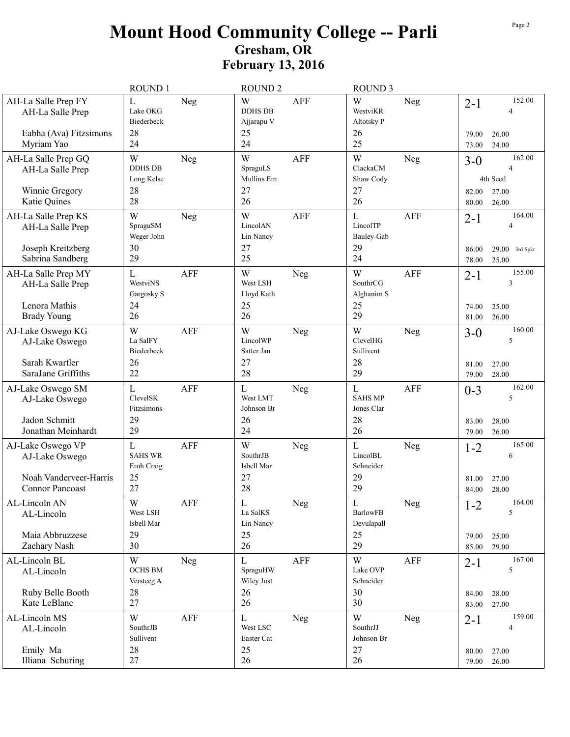# Mount Hood Community College -- Parli

## Gresham, OR

## February 13, 2016

| | ROUND 1 | | ROUND 2 | | ROUND 3 | | | |
|---|---|---|---|---|---|---|---|---|
| AH-La Salle Prep FY<br>AH-La Salle Prep | L<br>Lake OKG<br>Biederbeck | Neg | W<br>DDHS DB<br>Ajjarapu V | AFF | W<br>WestviKR<br>Altotsky P | Neg | 2-1 | 152.00<br>4 |
| Eabha (Ava) Fitzsimons | 28 | | 25 | | 26 | | 79.00 | 26.00 |
| Myriam Yao | 24 | | 24 | | 25 | | 73.00 | 24.00 |
| AH-La Salle Prep GQ<br>AH-La Salle Prep | W<br>DDHS DB<br>Long Kelse | Neg | W<br>SpraguLS<br>Mullins Em | AFF | W<br>ClackaCM<br>Shaw Cody | Neg | 3-0 | 162.00<br>4<br>4th Seed |
| Winnie Gregory | 28 | | 27 | | 27 | | 82.00 | 27.00 |
| Katie Quines | 28 | | 26 | | 26 | | 80.00 | 26.00 |
| AH-La Salle Prep KS<br>AH-La Salle Prep | W<br>SpraguSM<br>Weger John | Neg | W<br>LincolAN<br>Lin Nancy | AFF | L<br>LincolTP<br>Bauley-Gab | AFF | 2-1 | 164.00<br>4 |
| Joseph Kreitzberg | 30 | | 27 | | 29 | | 86.00 | 29.00 3rd Spkr |
| Sabrina Sandberg | 29 | | 25 | | 24 | | 78.00 | 25.00 |
| AH-La Salle Prep MY<br>AH-La Salle Prep | L<br>WestviNS<br>Gargosky S | AFF | W<br>West LSH<br>Lloyd Kath | Neg | W<br>SouthrCG<br>Alghanim S | AFF | 2-1 | 155.00<br>3 |
| Lenora Mathis | 24 | | 25 | | 25 | | 74.00 | 25.00 |
| Brady Young | 26 | | 26 | | 29 | | 81.00 | 26.00 |
| AJ-Lake Oswego KG<br>AJ-Lake Oswego | W<br>La SalFY<br>Biederbeck | AFF | W<br>LincolWP<br>Satter Jan | Neg | W<br>ClevelHG<br>Sullivent | Neg | 3-0 | 160.00<br>5 |
| Sarah Kwartler | 26 | | 27 | | 28 | | 81.00 | 27.00 |
| SaraJane Griffiths | 22 | | 28 | | 29 | | 79.00 | 28.00 |
| AJ-Lake Oswego SM<br>AJ-Lake Oswego | L<br>ClevelSK<br>Fitzsimons | AFF | L<br>West LMT<br>Johnson Br | Neg | L<br>SAHS MP<br>Jones Clar | AFF | 0-3 | 162.00<br>5 |
| Jadon Schmitt | 29 | | 26 | | 28 | | 83.00 | 28.00 |
| Jonathan Meinhardt | 29 | | 24 | | 26 | | 79.00 | 26.00 |
| AJ-Lake Oswego VP<br>AJ-Lake Oswego | L<br>SAHS WR<br>Eroh Craig | AFF | W<br>SouthrJB<br>Isbell Mar | Neg | L<br>LincolBL<br>Schneider | Neg | 1-2 | 165.00<br>6 |
| Noah Vanderveer-Harris | 25 | | 27 | | 29 | | 81.00 | 27.00 |
| Connor Pancoast | 27 | | 28 | | 29 | | 84.00 | 28.00 |
| AL-Lincoln AN<br>AL-Lincoln | W<br>West LSH<br>Isbell Mar | AFF | L<br>La SalKS<br>Lin Nancy | Neg | L<br>BarlowFB<br>Devulapall | Neg | 1-2 | 164.00<br>5 |
| Maia Abbruzzese | 29 | | 25 | | 25 | | 79.00 | 25.00 |
| Zachary Nash | 30 | | 26 | | 29 | | 85.00 | 29.00 |
| AL-Lincoln BL<br>AL-Lincoln | W<br>OCHS BM<br>Versteeg A | Neg | L<br>SpraguHW<br>Wiley Just | AFF | W<br>Lake OVP<br>Schneider | AFF | 2-1 | 167.00<br>5 |
| Ruby Belle Booth | 28 | | 26 | | 30 | | 84.00 | 28.00 |
| Kate LeBlanc | 27 | | 26 | | 30 | | 83.00 | 27.00 |
| AL-Lincoln MS<br>AL-Lincoln | W<br>SouthrJB<br>Sullivent | AFF | L<br>West LSC<br>Easter Cat | Neg | W<br>SouthrJJ<br>Johnson Br | Neg | 2-1 | 159.00<br>4 |
| Emily Ma | 28 | | 25 | | 27 | | 80.00 | 27.00 |
| Illiana Schuring | 27 | | 26 | | 26 | | 79.00 | 26.00 |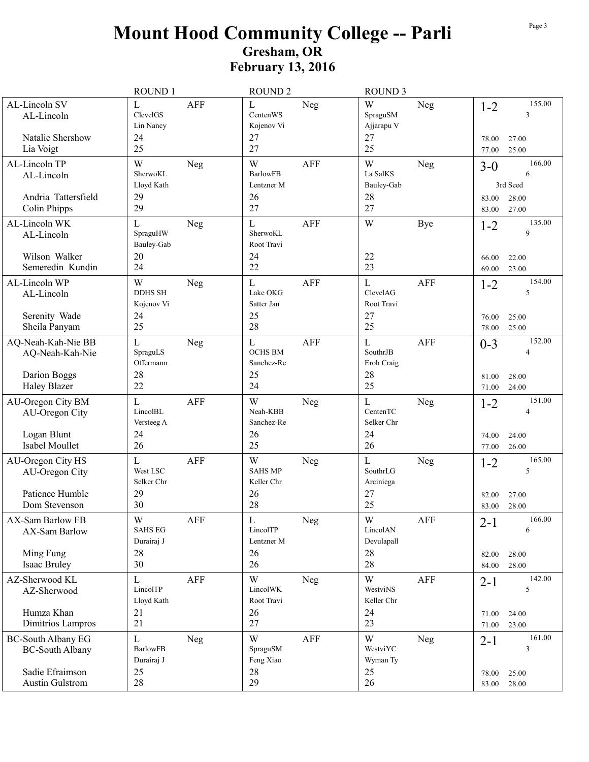# Mount Hood Community College -- Parli

## Gresham, OR

## February 13, 2016

| | ROUND 1 | ROUND 2 | ROUND 3 | |
|---|---|---|---|---|
| AL-Lincoln SV<br>AL-Lincoln<br><br>Natalie Shershow<br>Lia Voigt | L AFF<br>ClevelGS<br>Lin Nancy<br>24<br>25 | L Neg<br>CentenWS<br>Kojenov Vi<br>27<br>27 | W Neg<br>SpraguSM<br>Ajjarapu V<br>27<br>25 | 1-2 155.00<br>3<br><br>78.00 27.00<br>77.00 25.00 |
| AL-Lincoln TP<br>AL-Lincoln<br><br>Andria Tattersfield<br>Colin Phipps | W Neg<br>SherwoKL<br>Lloyd Kath<br>29<br>29 | W AFF<br>BarlowFB<br>Lentzner M<br>26<br>27 | W Neg<br>La SalKS<br>Bauley-Gab<br>28<br>27 | 3-0 166.00<br>6<br>3rd Seed<br>83.00 28.00<br>83.00 27.00 |
| AL-Lincoln WK<br>AL-Lincoln<br><br>Wilson Walker<br>Semeredin Kundin | L Neg<br>SpraguHW<br>Bauley-Gab<br>20<br>24 | L AFF<br>SherwoKL<br>Root Travi<br>24<br>22 | W Bye<br><br><br>22<br>23 | 1-2 135.00<br>9<br><br>66.00 22.00<br>69.00 23.00 |
| AL-Lincoln WP<br>AL-Lincoln<br><br>Serenity Wade<br>Sheila Panyam | W Neg<br>DDHS SH<br>Kojenov Vi<br>24<br>25 | L AFF<br>Lake OKG<br>Satter Jan<br>25<br>28 | L AFF<br>ClevelAG<br>Root Travi<br>27<br>25 | 1-2 154.00<br>5<br><br>76.00 25.00<br>78.00 25.00 |
| AQ-Neah-Kah-Nie BB<br>AQ-Neah-Kah-Nie<br><br>Darion Boggs<br>Haley Blazer | L Neg<br>SpraguLS<br>Offermann<br>28<br>22 | L AFF<br>OCHS BM<br>Sanchez-Re<br>25<br>24 | L AFF<br>SouthrJB<br>Eroh Craig<br>28<br>25 | 0-3 152.00<br>4<br><br>81.00 28.00<br>71.00 24.00 |
| AU-Oregon City BM<br>AU-Oregon City<br><br>Logan Blunt<br>Isabel Moullet | L AFF<br>LincolBL<br>Versteeg A<br>24<br>26 | W Neg<br>Neah-KBB<br>Sanchez-Re<br>26<br>25 | L Neg<br>CentenTC<br>Selker Chr<br>24<br>26 | 1-2 151.00<br>4<br><br>74.00 24.00<br>77.00 26.00 |
| AU-Oregon City HS<br>AU-Oregon City<br><br>Patience Humble<br>Dom Stevenson | L AFF<br>West LSC<br>Selker Chr<br>29<br>30 | W Neg<br>SAHS MP<br>Keller Chr<br>26<br>28 | L Neg<br>SouthrLG<br>Arciniega<br>27<br>25 | 1-2 165.00<br>5<br><br>82.00 27.00<br>83.00 28.00 |
| AX-Sam Barlow FB<br>AX-Sam Barlow<br><br>Ming Fung<br>Isaac Bruley | W AFF<br>SAHS EG<br>Durairaj J<br>28<br>30 | L Neg<br>LincolTP<br>Lentzner M<br>26<br>26 | W AFF<br>LincolAN<br>Devulapall<br>28<br>28 | 2-1 166.00<br>6<br><br>82.00 28.00<br>84.00 28.00 |
| AZ-Sherwood KL<br>AZ-Sherwood<br><br>Humza Khan<br>Dimitrios Lampros | L AFF<br>LincolTP<br>Lloyd Kath<br>21<br>21 | W Neg<br>LincolWK<br>Root Travi<br>26<br>27 | W AFF<br>WestviNS<br>Keller Chr<br>24<br>23 | 2-1 142.00<br>5<br><br>71.00 24.00<br>71.00 23.00 |
| BC-South Albany EG<br>BC-South Albany<br><br>Sadie Efraimson<br>Austin Gulstrom | L Neg<br>BarlowFB<br>Durairaj J<br>25<br>28 | W AFF<br>SpraguSM<br>Feng Xiao<br>28<br>29 | W Neg<br>WestviYC<br>Wyman Ty<br>25<br>26 | 2-1 161.00<br>3<br><br>78.00 25.00<br>83.00 28.00 |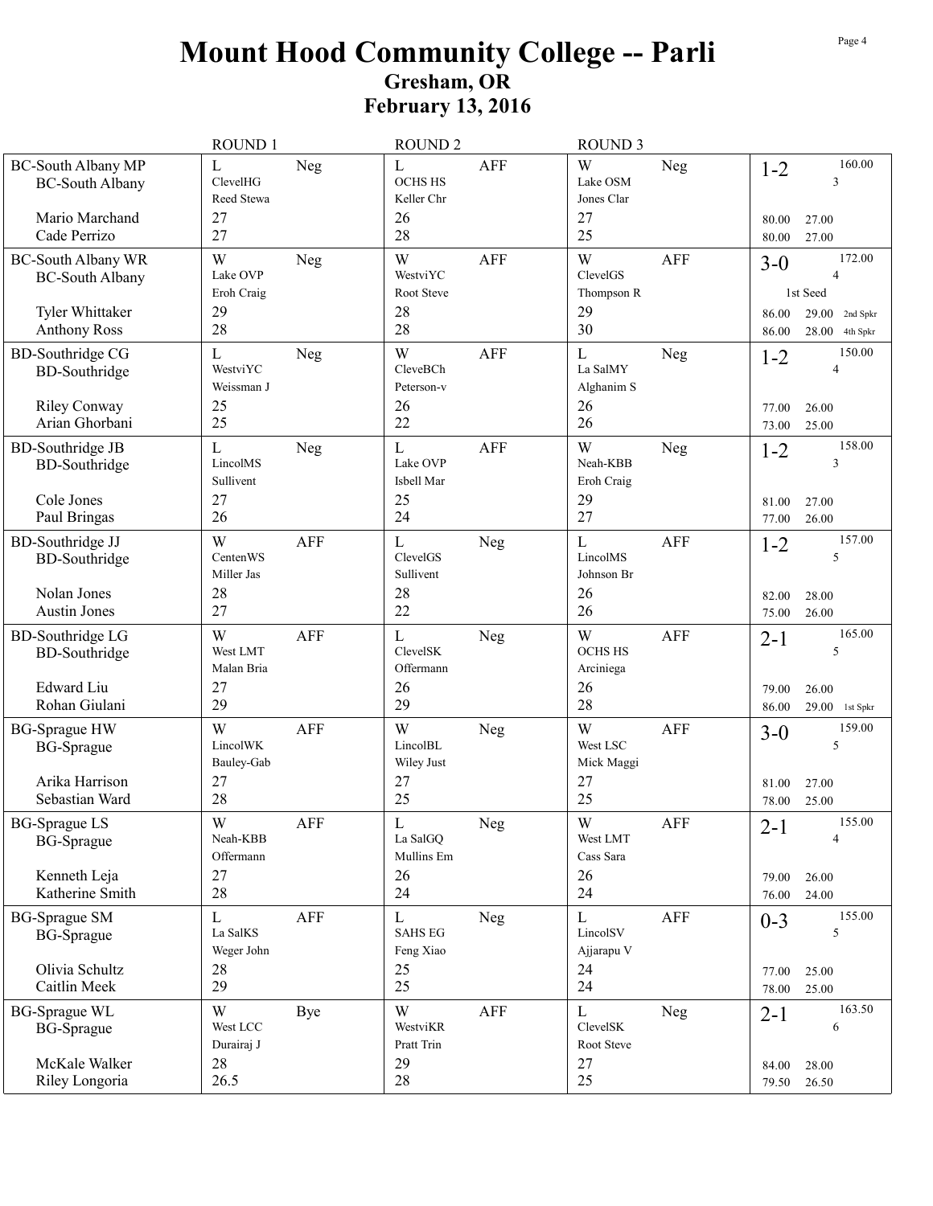# Mount Hood Community College -- Parli

## Gresham, OR

## February 13, 2016

| | ROUND 1 | ROUND 2 | ROUND 3 | |
|---|---|---|---|---|
| BC-South Albany MP<br>BC-South Albany<br><br>Mario Marchand<br>Cade Perrizo | L Neg<br>ClevelHG<br>Reed Stewa<br>27<br>27 | L AFF<br>OCHS HS<br>Keller Chr<br>26<br>28 | W Neg<br>Lake OSM<br>Jones Clar<br>27<br>25 | 1-2 160.00<br>3<br><br>80.00 27.00<br>80.00 27.00 |
| BC-South Albany WR<br>BC-South Albany<br><br>Tyler Whittaker<br>Anthony Ross | W Neg<br>Lake OVP<br>Eroh Craig<br>29<br>28 | W AFF<br>WestviYC<br>Root Steve<br>28<br>28 | W AFF<br>ClevelGS<br>Thompson R<br>29<br>30 | 3-0 172.00<br>4<br>1st Seed<br>86.00 29.00 2nd Spkr<br>86.00 28.00 4th Spkr |
| BD-Southridge CG<br>BD-Southridge<br><br>Riley Conway<br>Arian Ghorbani | L Neg<br>WestviYC<br>Weissman J<br>25<br>25 | W AFF<br>CleveBCh<br>Peterson-v<br>26<br>22 | L Neg<br>La SalMY<br>Alghanim S<br>26<br>26 | 1-2 150.00<br>4<br><br>77.00 26.00<br>73.00 25.00 |
| BD-Southridge JB<br>BD-Southridge<br><br>Cole Jones<br>Paul Bringas | L Neg<br>LincolMS<br>Sullivent<br>27<br>26 | L AFF<br>Lake OVP<br>Isbell Mar<br>25<br>24 | W Neg<br>Neah-KBB<br>Eroh Craig<br>29<br>27 | 1-2 158.00<br>3<br><br>81.00 27.00<br>77.00 26.00 |
| BD-Southridge JJ<br>BD-Southridge<br><br>Nolan Jones<br>Austin Jones | W AFF<br>CentenWS<br>Miller Jas<br>28<br>27 | L Neg<br>ClevelGS<br>Sullivent<br>28<br>22 | L AFF<br>LincolMS<br>Johnson Br<br>26<br>26 | 1-2 157.00<br>5<br><br>82.00 28.00<br>75.00 26.00 |
| BD-Southridge LG<br>BD-Southridge<br><br>Edward Liu<br>Rohan Giulani | W AFF<br>West LMT<br>Malan Bria<br>27<br>29 | L Neg<br>ClevelSK<br>Offermann<br>26<br>29 | W AFF<br>OCHS HS<br>Arciniega<br>26<br>28 | 2-1 165.00<br>5<br><br>79.00 26.00<br>86.00 29.00 1st Spkr |
| BG-Sprague HW<br>BG-Sprague<br><br>Arika Harrison<br>Sebastian Ward | W AFF<br>LincolWK<br>Bauley-Gab<br>27<br>28 | W Neg<br>LincolBL<br>Wiley Just<br>27<br>25 | W AFF<br>West LSC<br>Mick Maggi<br>27<br>25 | 3-0 159.00<br>5<br><br>81.00 27.00<br>78.00 25.00 |
| BG-Sprague LS<br>BG-Sprague<br><br>Kenneth Leja<br>Katherine Smith | W AFF<br>Neah-KBB<br>Offermann<br>27<br>28 | L Neg<br>La SalGQ<br>Mullins Em<br>26<br>24 | W AFF<br>West LMT<br>Cass Sara<br>26<br>24 | 2-1 155.00<br>4<br><br>79.00 26.00<br>76.00 24.00 |
| BG-Sprague SM<br>BG-Sprague<br><br>Olivia Schultz<br>Caitlin Meek | L AFF<br>La SalKS<br>Weger John<br>28<br>29 | L Neg<br>SAHS EG<br>Feng Xiao<br>25<br>25 | L AFF<br>LincolSV<br>Ajjarapu V<br>24<br>24 | 0-3 155.00<br>5<br><br>77.00 25.00<br>78.00 25.00 |
| BG-Sprague WL<br>BG-Sprague<br><br>McKale Walker<br>Riley Longoria | W Bye<br>West LCC<br>Durairaj J<br>28<br>26.5 | W AFF<br>WestviKR<br>Pratt Trin<br>29<br>28 | L Neg<br>ClevelSK<br>Root Steve<br>27<br>25 | 2-1 163.50<br>6<br><br>84.00 28.00<br>79.50 26.50 |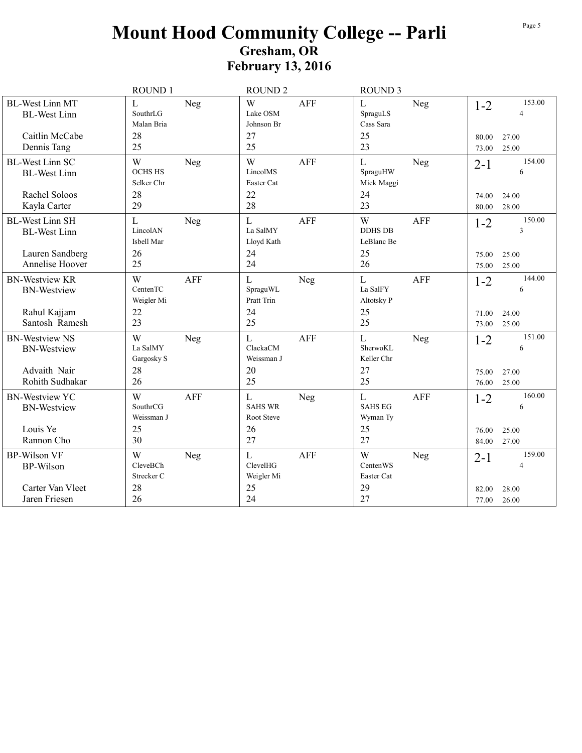# Mount Hood Community College -- Parli

## Gresham, OR

## February 13, 2016

| | ROUND 1 | | ROUND 2 | | ROUND 3 | | | |
|---|---|---|---|---|---|---|---|---|
| BL-West Linn MT<br>BL-West Linn | L<br>SouthrLG<br>Malan Bria | Neg | W<br>Lake OSM<br>Johnson Br | AFF | L<br>SpraguLS<br>Cass Sara | Neg | 1-2 | 153.00<br>4 |
| Caitlin McCabe | 28 | | 27 | | 25 | | 80.00 | 27.00 |
| Dennis Tang | 25 | | 25 | | 23 | | 73.00 | 25.00 |
| BL-West Linn SC<br>BL-West Linn | W<br>OCHS HS<br>Selker Chr | Neg | W<br>LincolMS<br>Easter Cat | AFF | L<br>SpraguHW<br>Mick Maggi | Neg | 2-1 | 154.00<br>6 |
| Rachel Soloos | 28 | | 22 | | 24 | | 74.00 | 24.00 |
| Kayla Carter | 29 | | 28 | | 23 | | 80.00 | 28.00 |
| BL-West Linn SH<br>BL-West Linn | L<br>LincolAN<br>Isbell Mar | Neg | L<br>La SalMY<br>Lloyd Kath | AFF | W<br>DDHS DB<br>LeBlanc Be | AFF | 1-2 | 150.00<br>3 |
| Lauren Sandberg | 26 | | 24 | | 25 | | 75.00 | 25.00 |
| Annelise Hoover | 25 | | 24 | | 26 | | 75.00 | 25.00 |
| BN-Westview KR<br>BN-Westview | W<br>CentenTC<br>Weigler Mi | AFF | L<br>SpraguWL<br>Pratt Trin | Neg | L<br>La SalFY<br>Altotsky P | AFF | 1-2 | 144.00<br>6 |
| Rahul Kajjam | 22 | | 24 | | 25 | | 71.00 | 24.00 |
| Santosh Ramesh | 23 | | 25 | | 25 | | 73.00 | 25.00 |
| BN-Westview NS<br>BN-Westview | W<br>La SalMY<br>Gargosky S | Neg | L<br>ClackaCM<br>Weissman J | AFF | L<br>SherwoKL<br>Keller Chr | Neg | 1-2 | 151.00<br>6 |
| Advaith Nair | 28 | | 20 | | 27 | | 75.00 | 27.00 |
| Rohith Sudhakar | 26 | | 25 | | 25 | | 76.00 | 25.00 |
| BN-Westview YC<br>BN-Westview | W<br>SouthrCG<br>Weissman J | AFF | L<br>SAHS WR<br>Root Steve | Neg | L<br>SAHS EG<br>Wyman Ty | AFF | 1-2 | 160.00<br>6 |
| Louis Ye | 25 | | 26 | | 25 | | 76.00 | 25.00 |
| Rannon Cho | 30 | | 27 | | 27 | | 84.00 | 27.00 |
| BP-Wilson VF<br>BP-Wilson | W<br>CleveBCh<br>Strecker C | Neg | L<br>ClevelHG<br>Weigler Mi | AFF | W<br>CentenWS<br>Easter Cat | Neg | 2-1 | 159.00<br>4 |
| Carter Van Vleet | 28 | | 25 | | 29 | | 82.00 | 28.00 |
| Jaren Friesen | 26 | | 24 | | 27 | | 77.00 | 26.00 |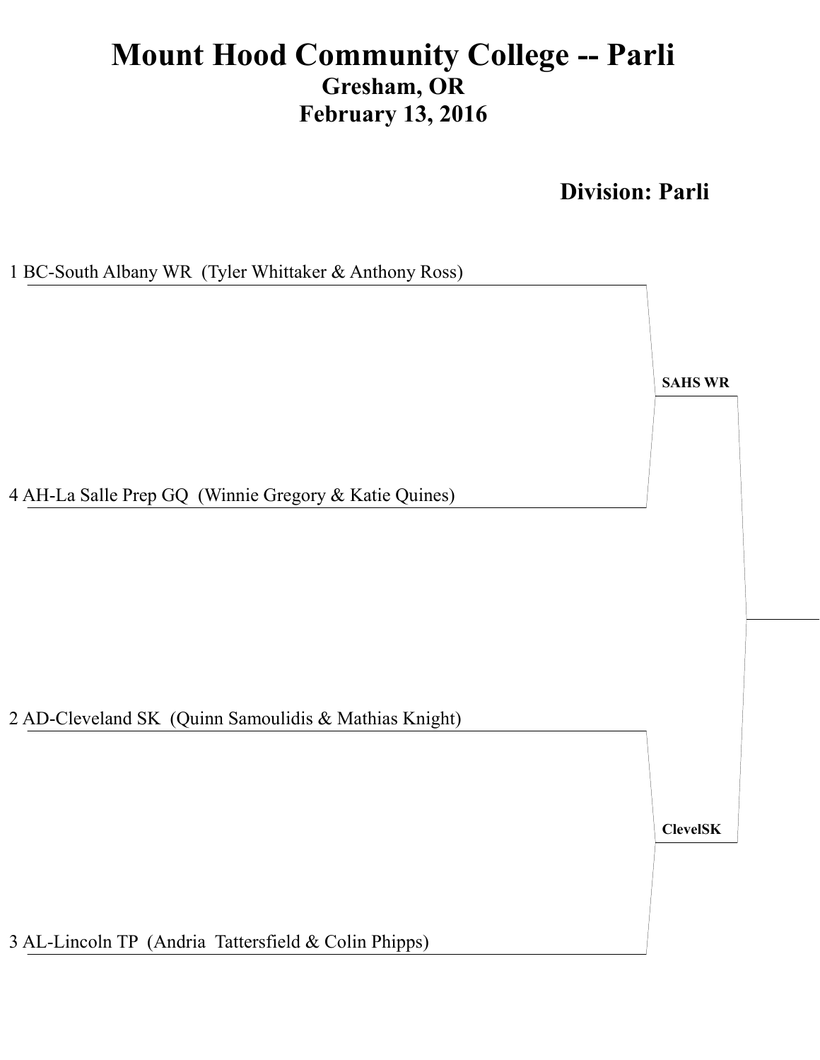# Mount Hood Community College -- Parli

## Gresham, OR

## February 13, 2016

### Division: Parli

1 BC-South Albany WR (Tyler Whittaker & Anthony Ross)

4 AH-La Salle Prep GQ (Winnie Gregory & Katie Quines)

**SAHS WR**

2 AD-Cleveland SK (Quinn Samoulidis & Mathias Knight)

3 AL-Lincoln TP (Andria Tattersfield & Colin Phipps)

**ClevelSK**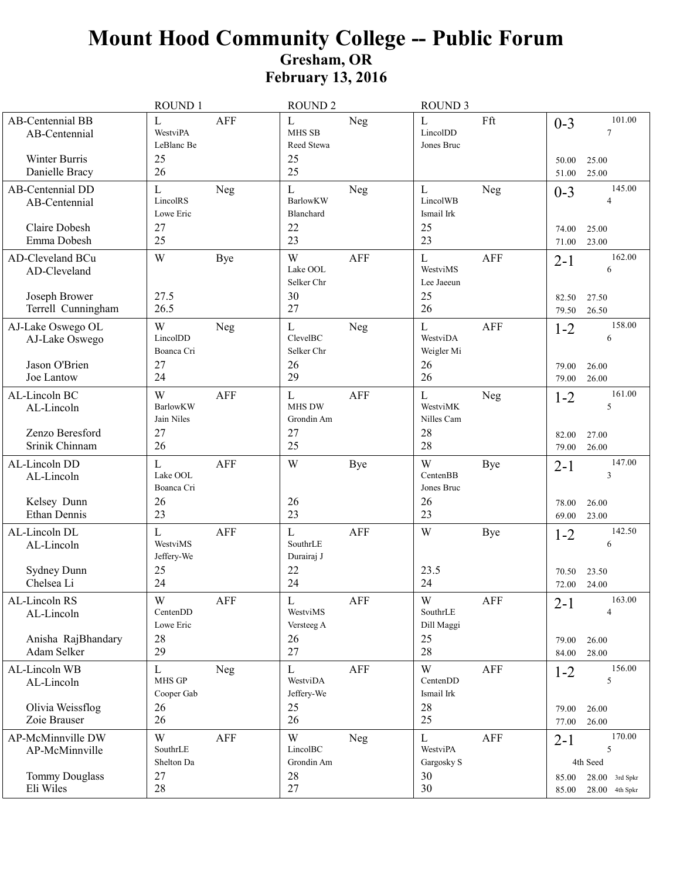# Mount Hood Community College -- Public Forum

## Gresham, OR

## February 13, 2016

| | ROUND 1 | ROUND 2 | ROUND 3 | |
|---|---|---|---|---|
| AB-Centennial BB<br>AB-Centennial<br><br>Winter Burris<br>Danielle Bracy | L AFF<br>WestviPA<br>LeBlanc Be<br>25<br>26 | L Neg<br>MHS SB<br>Reed Stewa<br>25<br>25 | L Fft<br>LincolDD<br>Jones Bruc | 0-3 101.00<br>7<br><br>50.00 25.00<br>51.00 25.00 |
| AB-Centennial DD<br>AB-Centennial<br><br>Claire Dobesh<br>Emma Dobesh | L Neg<br>LincolRS<br>Lowe Eric<br>27<br>25 | L Neg<br>BarlowKW<br>Blanchard<br>22<br>23 | L Neg<br>LincolWB<br>Ismail Irk<br>25<br>23 | 0-3 145.00<br>4<br><br>74.00 25.00<br>71.00 23.00 |
| AD-Cleveland BCu<br>AD-Cleveland<br><br>Joseph Brower<br>Terrell Cunningham | W Bye<br><br><br>27.5<br>26.5 | W AFF<br>Lake OOL<br>Selker Chr<br>30<br>27 | L AFF<br>WestviMS<br>Lee Jaeeun<br>25<br>26 | 2-1 162.00<br>6<br><br>82.50 27.50<br>79.50 26.50 |
| AJ-Lake Oswego OL<br>AJ-Lake Oswego<br><br>Jason O'Brien<br>Joe Lantow | W Neg<br>LincolDD<br>Boanca Cri<br>27<br>24 | L Neg<br>ClevelBC<br>Selker Chr<br>26<br>29 | L AFF<br>WestviDA<br>Weigler Mi<br>26<br>26 | 1-2 158.00<br>6<br><br>79.00 26.00<br>79.00 26.00 |
| AL-Lincoln BC<br>AL-Lincoln<br><br>Zenzo Beresford<br>Srinik Chinnam | W AFF<br>BarlowKW<br>Jain Niles<br>27<br>26 | L AFF<br>MHS DW<br>Grondin Am<br>27<br>25 | L Neg<br>WestviMK<br>Nilles Cam<br>28<br>28 | 1-2 161.00<br>5<br><br>82.00 27.00<br>79.00 26.00 |
| AL-Lincoln DD<br>AL-Lincoln<br><br>Kelsey Dunn<br>Ethan Dennis | L AFF<br>Lake OOL<br>Boanca Cri<br>26<br>23 | W Bye<br><br><br>26<br>23 | W Bye<br>CentenBB<br>Jones Bruc<br>26<br>23 | 2-1 147.00<br>3<br><br>78.00 26.00<br>69.00 23.00 |
| AL-Lincoln DL<br>AL-Lincoln<br><br>Sydney Dunn<br>Chelsea Li | L AFF<br>WestviMS<br>Jeffery-We<br>25<br>24 | L AFF<br>SouthrLE<br>Durairaj J<br>22<br>24 | W Bye<br><br><br>23.5<br>24 | 1-2 142.50<br>6<br><br>70.50 23.50<br>72.00 24.00 |
| AL-Lincoln RS<br>AL-Lincoln<br><br>Anisha RajBhandary<br>Adam Selker | W AFF<br>CentenDD<br>Lowe Eric<br>28<br>29 | L AFF<br>WestviMS<br>Versteeg A<br>26<br>27 | W AFF<br>SouthrLE<br>Dill Maggi<br>25<br>28 | 2-1 163.00<br>4<br><br>79.00 26.00<br>84.00 28.00 |
| AL-Lincoln WB<br>AL-Lincoln<br><br>Olivia Weissflog<br>Zoie Brauser | L Neg<br>MHS GP<br>Cooper Gab<br>26<br>26 | L AFF<br>WestviDA<br>Jeffery-We<br>25<br>26 | W AFF<br>CentenDD<br>Ismail Irk<br>28<br>25 | 1-2 156.00<br>5<br><br>79.00 26.00<br>77.00 26.00 |
| AP-McMinnville DW<br>AP-McMinnville<br><br>Tommy Douglass<br>Eli Wiles | W AFF<br>SouthrLE<br>Shelton Da<br>27<br>28 | W Neg<br>LincolBC<br>Grondin Am<br>28<br>27 | L AFF<br>WestviPA<br>Gargosky S<br>30<br>30 | 2-1 170.00<br>5<br>4th Seed<br>85.00 28.00 3rd Spkr<br>85.00 28.00 4th Spkr |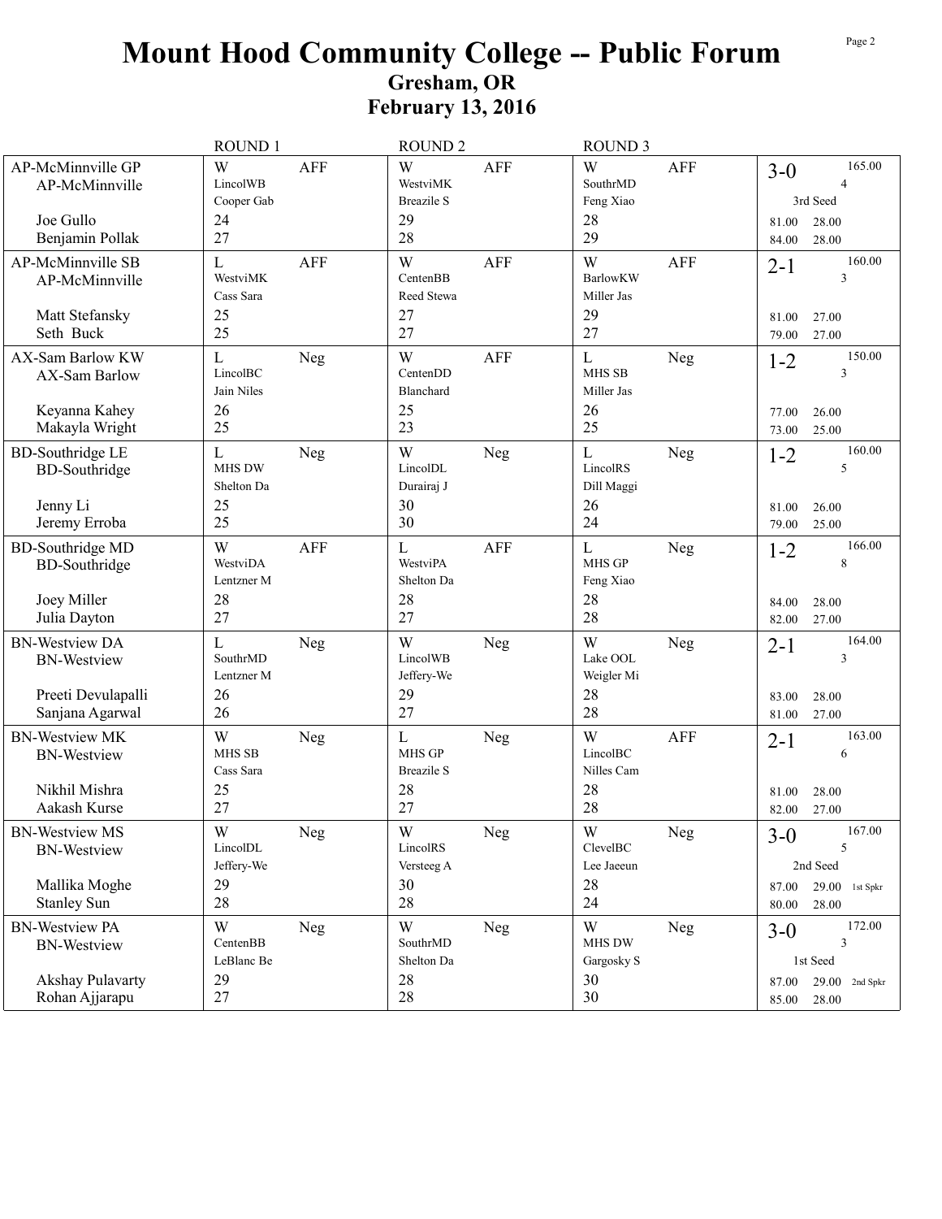# Mount Hood Community College -- Public Forum

## Gresham, OR

## February 13, 2016

| | ROUND 1 | ROUND 2 | ROUND 3 | |
|---|---|---|---|---|
| AP-McMinnville GP<br>AP-McMinnville<br><br>Joe Gullo<br>Benjamin Pollak | W AFF<br>LincolWB<br>Cooper Gab<br>24<br>27 | W AFF<br>WestviMK<br>Breazile S<br>29<br>28 | W AFF<br>SouthrMD<br>Feng Xiao<br>28<br>29 | 3-0 165.00<br>4<br>3rd Seed<br>81.00 28.00<br>84.00 28.00 |
| AP-McMinnville SB<br>AP-McMinnville<br><br>Matt Stefansky<br>Seth Buck | L AFF<br>WestviMK<br>Cass Sara<br>25<br>25 | W AFF<br>CentenBB<br>Reed Stewa<br>27<br>27 | W AFF<br>BarlowKW<br>Miller Jas<br>29<br>27 | 2-1 160.00<br>3<br><br>81.00 27.00<br>79.00 27.00 |
| AX-Sam Barlow KW<br>AX-Sam Barlow<br><br>Keyanna Kahey<br>Makayla Wright | L Neg<br>LincolBC<br>Jain Niles<br>26<br>25 | W AFF<br>CentenDD<br>Blanchard<br>25<br>23 | L Neg<br>MHS SB<br>Miller Jas<br>26<br>25 | 1-2 150.00<br>3<br><br>77.00 26.00<br>73.00 25.00 |
| BD-Southridge LE<br>BD-Southridge<br><br>Jenny Li<br>Jeremy Erroba | L Neg<br>MHS DW<br>Shelton Da<br>25<br>25 | W Neg<br>LincolDL<br>Durairaj J<br>30<br>30 | L Neg<br>LincolRS<br>Dill Maggi<br>26<br>24 | 1-2 160.00<br>5<br><br>81.00 26.00<br>79.00 25.00 |
| BD-Southridge MD<br>BD-Southridge<br><br>Joey Miller<br>Julia Dayton | W AFF<br>WestviDA<br>Lentzner M<br>28<br>27 | L AFF<br>WestviPA<br>Shelton Da<br>28<br>27 | L Neg<br>MHS GP<br>Feng Xiao<br>28<br>28 | 1-2 166.00<br>8<br><br>84.00 28.00<br>82.00 27.00 |
| BN-Westview DA<br>BN-Westview<br><br>Preeti Devulapalli<br>Sanjana Agarwal | L Neg<br>SouthrMD<br>Lentzner M<br>26<br>26 | W Neg<br>LincolWB<br>Jeffery-We<br>29<br>27 | W Neg<br>Lake OOL<br>Weigler Mi<br>28<br>28 | 2-1 164.00<br>3<br><br>83.00 28.00<br>81.00 27.00 |
| BN-Westview MK<br>BN-Westview<br><br>Nikhil Mishra<br>Aakash Kurse | W Neg<br>MHS SB<br>Cass Sara<br>25<br>27 | L Neg<br>MHS GP<br>Breazile S<br>28<br>27 | W AFF<br>LincolBC<br>Nilles Cam<br>28<br>28 | 2-1 163.00<br>6<br><br>81.00 28.00<br>82.00 27.00 |
| BN-Westview MS<br>BN-Westview<br><br>Mallika Moghe<br>Stanley Sun | W Neg<br>LincolDL<br>Jeffery-We<br>29<br>28 | W Neg<br>LincolRS<br>Versteeg A<br>30<br>28 | W Neg<br>ClevelBC<br>Lee Jaeeun<br>28<br>24 | 3-0 167.00<br>5<br>2nd Seed<br>87.00 29.00 1st Spkr<br>80.00 28.00 |
| BN-Westview PA<br>BN-Westview<br><br>Akshay Pulavarty<br>Rohan Ajjarapu | W Neg<br>CentenBB<br>LeBlanc Be<br>29<br>27 | W Neg<br>SouthrMD<br>Shelton Da<br>28<br>28 | W Neg<br>MHS DW<br>Gargosky S<br>30<br>30 | 3-0 172.00<br>3<br>1st Seed<br>87.00 29.00 2nd Spkr<br>85.00 28.00 |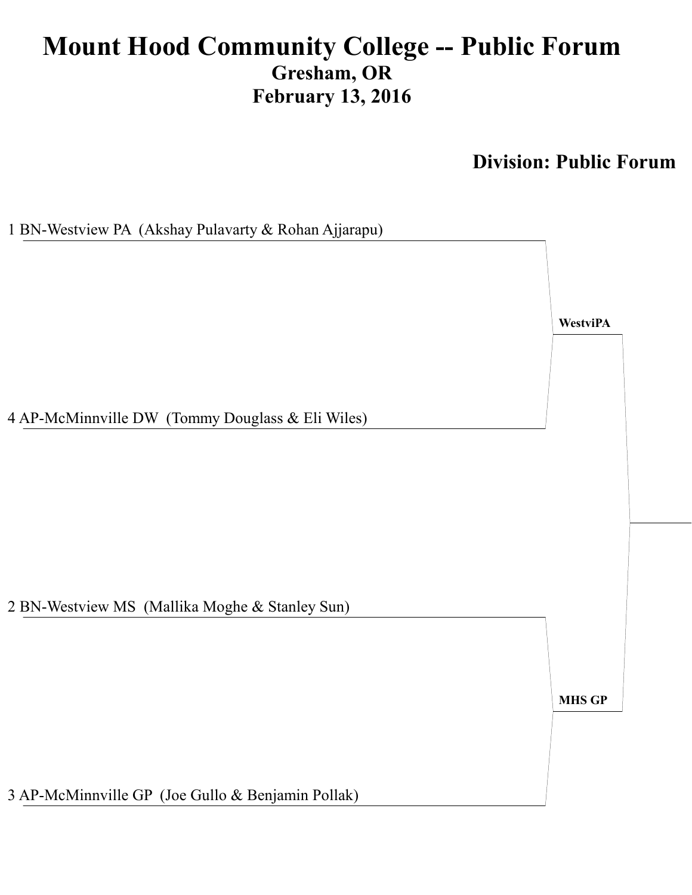# Mount Hood Community College -- Public Forum

## Gresham, OR

## February 13, 2016

## Division: Public Forum

1 BN-Westview PA (Akshay Pulavarty & Rohan Ajjarapu)

WestviPA

4 AP-McMinnville DW (Tommy Douglass & Eli Wiles)

2 BN-Westview MS (Mallika Moghe & Stanley Sun)

MHS GP

3 AP-McMinnville GP (Joe Gullo & Benjamin Pollak)